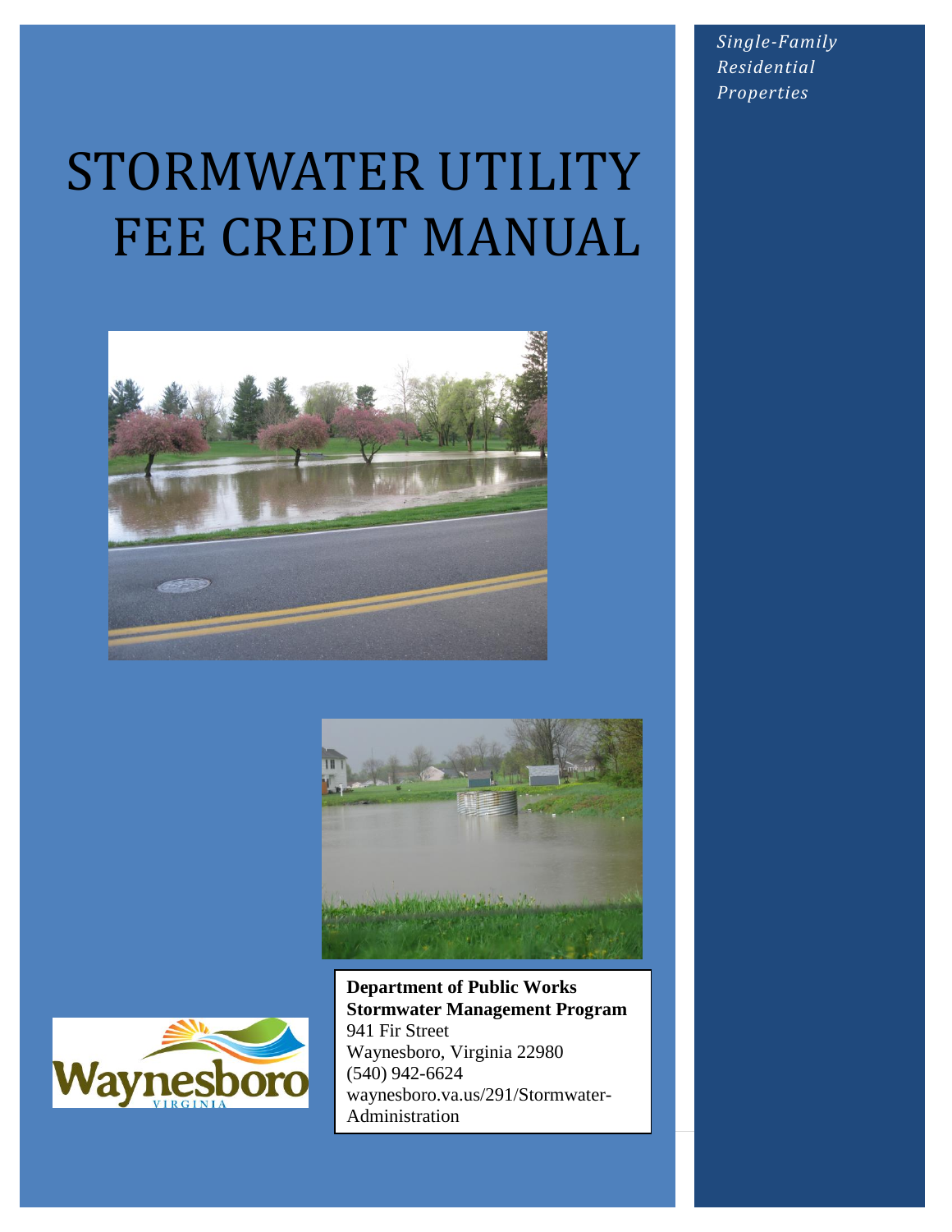*Single-Family Residential Properties*

# STORMWATER UTILITY FEE CREDIT MANUAL

**Department of Public Works**
**Stormwater Management Program**
941 Fir Street
Waynesboro, Virginia 22980
(540) 942-6624
waynesboro.va.us/291/Stormwater-Administration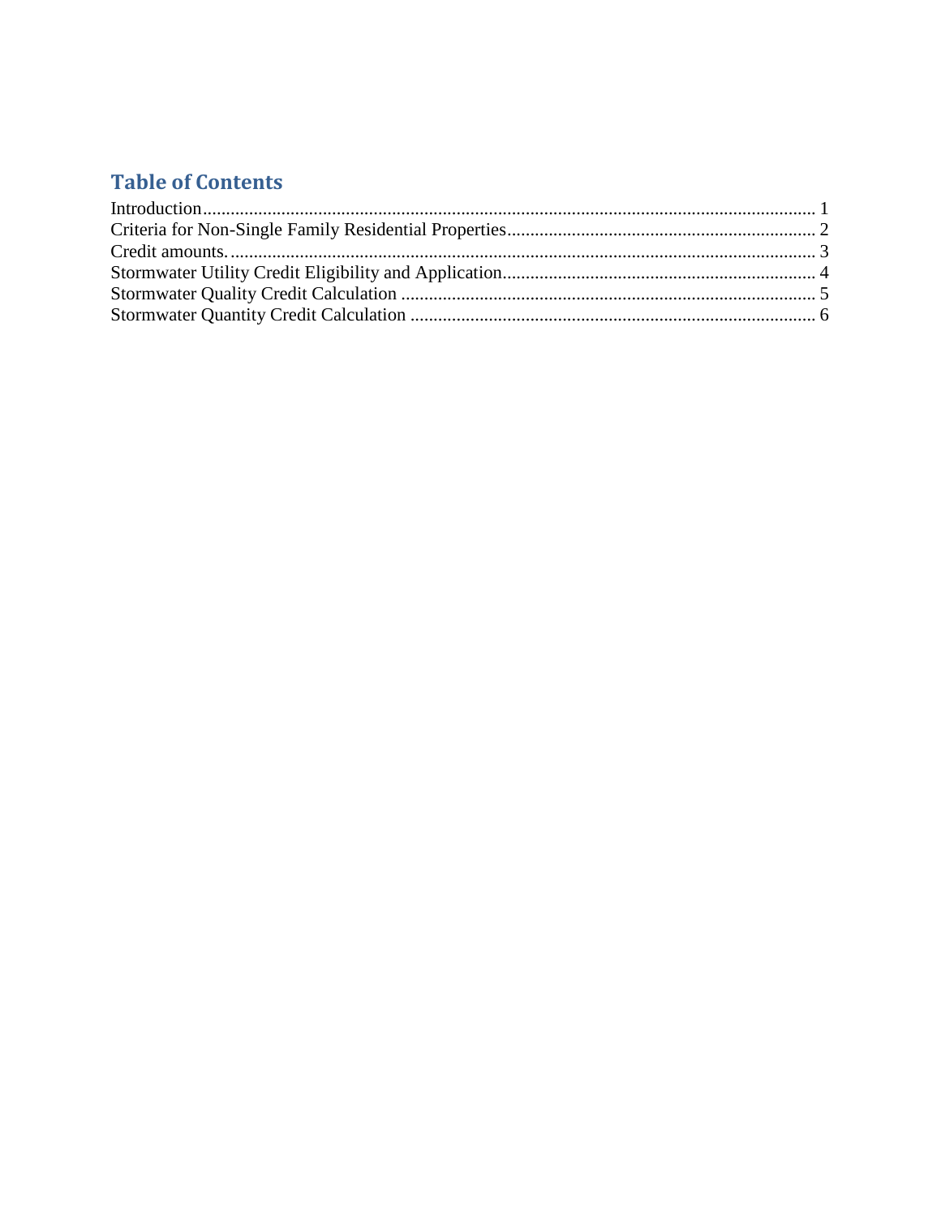## Table of Contents

Introduction .................................................................................................................... 1
Criteria for Non-Single Family Residential Properties .................................................................. 2
Credit amounts. ................................................................................................................ 3
Stormwater Utility Credit Eligibility and Application ................................................................... 4
Stormwater Quality Credit Calculation ........................................................................................ 5
Stormwater Quantity Credit Calculation ...................................................................................... 6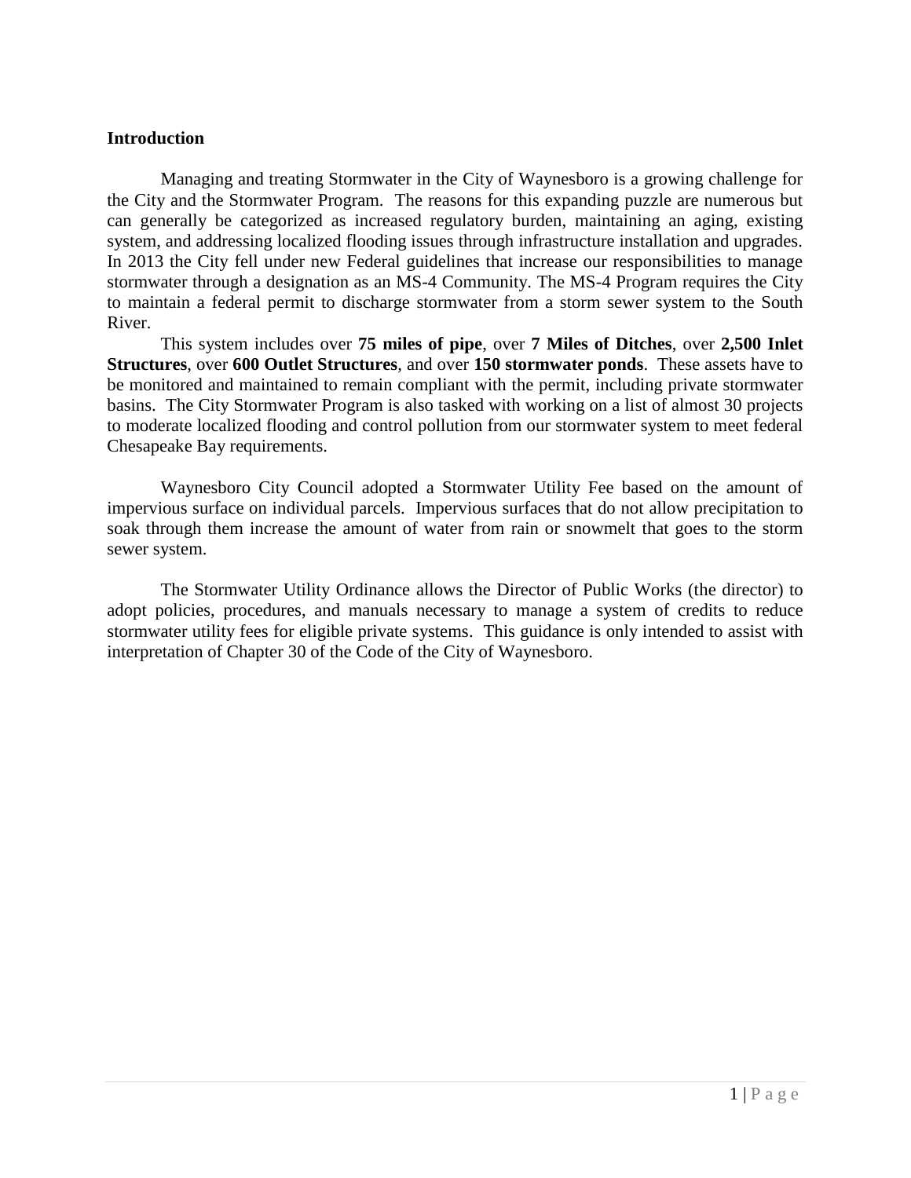## Introduction

Managing and treating Stormwater in the City of Waynesboro is a growing challenge for the City and the Stormwater Program. The reasons for this expanding puzzle are numerous but can generally be categorized as increased regulatory burden, maintaining an aging, existing system, and addressing localized flooding issues through infrastructure installation and upgrades. In 2013 the City fell under new Federal guidelines that increase our responsibilities to manage stormwater through a designation as an MS-4 Community. The MS-4 Program requires the City to maintain a federal permit to discharge stormwater from a storm sewer system to the South River.

This system includes over **75 miles of pipe**, over **7 Miles of Ditches**, over **2,500 Inlet Structures**, over **600 Outlet Structures**, and over **150 stormwater ponds**. These assets have to be monitored and maintained to remain compliant with the permit, including private stormwater basins. The City Stormwater Program is also tasked with working on a list of almost 30 projects to moderate localized flooding and control pollution from our stormwater system to meet federal Chesapeake Bay requirements.

Waynesboro City Council adopted a Stormwater Utility Fee based on the amount of impervious surface on individual parcels. Impervious surfaces that do not allow precipitation to soak through them increase the amount of water from rain or snowmelt that goes to the storm sewer system.

The Stormwater Utility Ordinance allows the Director of Public Works (the director) to adopt policies, procedures, and manuals necessary to manage a system of credits to reduce stormwater utility fees for eligible private systems. This guidance is only intended to assist with interpretation of Chapter 30 of the Code of the City of Waynesboro.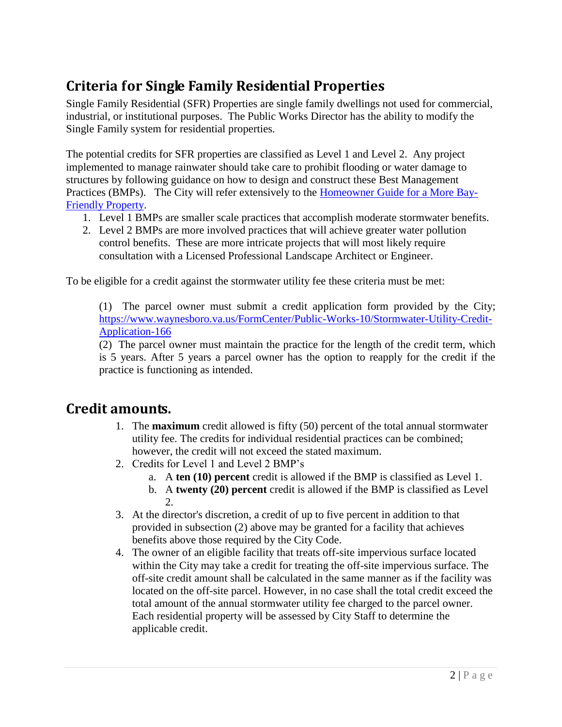## Criteria for Single Family Residential Properties

Single Family Residential (SFR) Properties are single family dwellings not used for commercial, industrial, or institutional purposes. The Public Works Director has the ability to modify the Single Family system for residential properties.

The potential credits for SFR properties are classified as Level 1 and Level 2. Any project implemented to manage rainwater should take care to prohibit flooding or water damage to structures by following guidance on how to design and construct these Best Management Practices (BMPs). The City will refer extensively to the [Homeowner Guide for a More Bay-Friendly Property](#).

1. Level 1 BMPs are smaller scale practices that accomplish moderate stormwater benefits.
2. Level 2 BMPs are more involved practices that will achieve greater water pollution control benefits. These are more intricate projects that will most likely require consultation with a Licensed Professional Landscape Architect or Engineer.

To be eligible for a credit against the stormwater utility fee these criteria must be met:

> (1) The parcel owner must submit a credit application form provided by the City; https://www.waynesboro.va.us/FormCenter/Public-Works-10/Stormwater-Utility-Credit-Application-166
>
> (2) The parcel owner must maintain the practice for the length of the credit term, which is 5 years. After 5 years a parcel owner has the option to reapply for the credit if the practice is functioning as intended.

## Credit amounts.

1. The **maximum** credit allowed is fifty (50) percent of the total annual stormwater utility fee. The credits for individual residential practices can be combined; however, the credit will not exceed the stated maximum.
2. Credits for Level 1 and Level 2 BMP's
   a. A **ten (10) percent** credit is allowed if the BMP is classified as Level 1.
   b. A **twenty (20) percent** credit is allowed if the BMP is classified as Level 2.
3. At the director's discretion, a credit of up to five percent in addition to that provided in subsection (2) above may be granted for a facility that achieves benefits above those required by the City Code.
4. The owner of an eligible facility that treats off-site impervious surface located within the City may take a credit for treating the off-site impervious surface. The off-site credit amount shall be calculated in the same manner as if the facility was located on the off-site parcel. However, in no case shall the total credit exceed the total amount of the annual stormwater utility fee charged to the parcel owner. Each residential property will be assessed by City Staff to determine the applicable credit.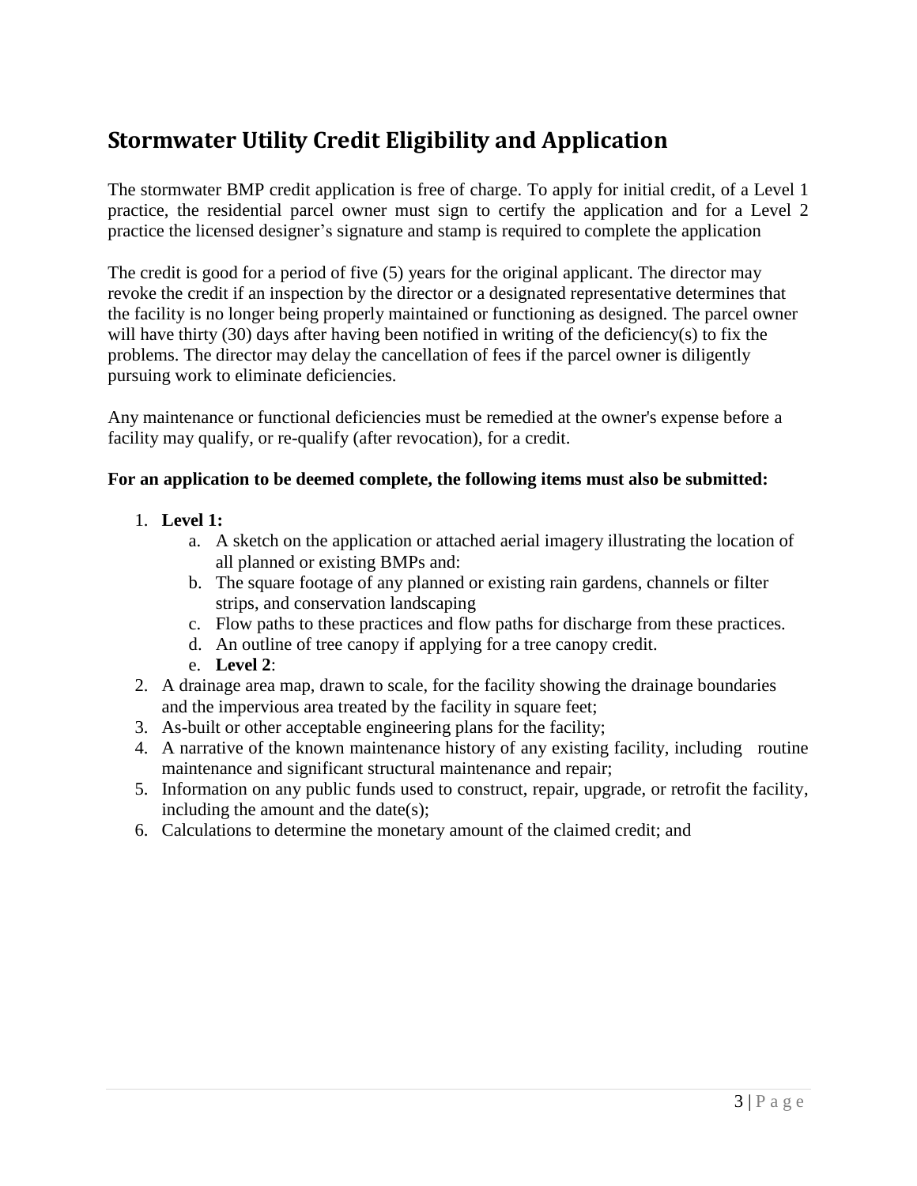## Stormwater Utility Credit Eligibility and Application

The stormwater BMP credit application is free of charge. To apply for initial credit, of a Level 1 practice, the residential parcel owner must sign to certify the application and for a Level 2 practice the licensed designer's signature and stamp is required to complete the application

The credit is good for a period of five (5) years for the original applicant. The director may revoke the credit if an inspection by the director or a designated representative determines that the facility is no longer being properly maintained or functioning as designed. The parcel owner will have thirty (30) days after having been notified in writing of the deficiency(s) to fix the problems. The director may delay the cancellation of fees if the parcel owner is diligently pursuing work to eliminate deficiencies.

Any maintenance or functional deficiencies must be remedied at the owner's expense before a facility may qualify, or re-qualify (after revocation), for a credit.

**For an application to be deemed complete, the following items must also be submitted:**

1. **Level 1:**
   a. A sketch on the application or attached aerial imagery illustrating the location of all planned or existing BMPs and:
   b. The square footage of any planned or existing rain gardens, channels or filter strips, and conservation landscaping
   c. Flow paths to these practices and flow paths for discharge from these practices.
   d. An outline of tree canopy if applying for a tree canopy credit.
   e. **Level 2**:
2. A drainage area map, drawn to scale, for the facility showing the drainage boundaries and the impervious area treated by the facility in square feet;
3. As-built or other acceptable engineering plans for the facility;
4. A narrative of the known maintenance history of any existing facility, including routine maintenance and significant structural maintenance and repair;
5. Information on any public funds used to construct, repair, upgrade, or retrofit the facility, including the amount and the date(s);
6. Calculations to determine the monetary amount of the claimed credit; and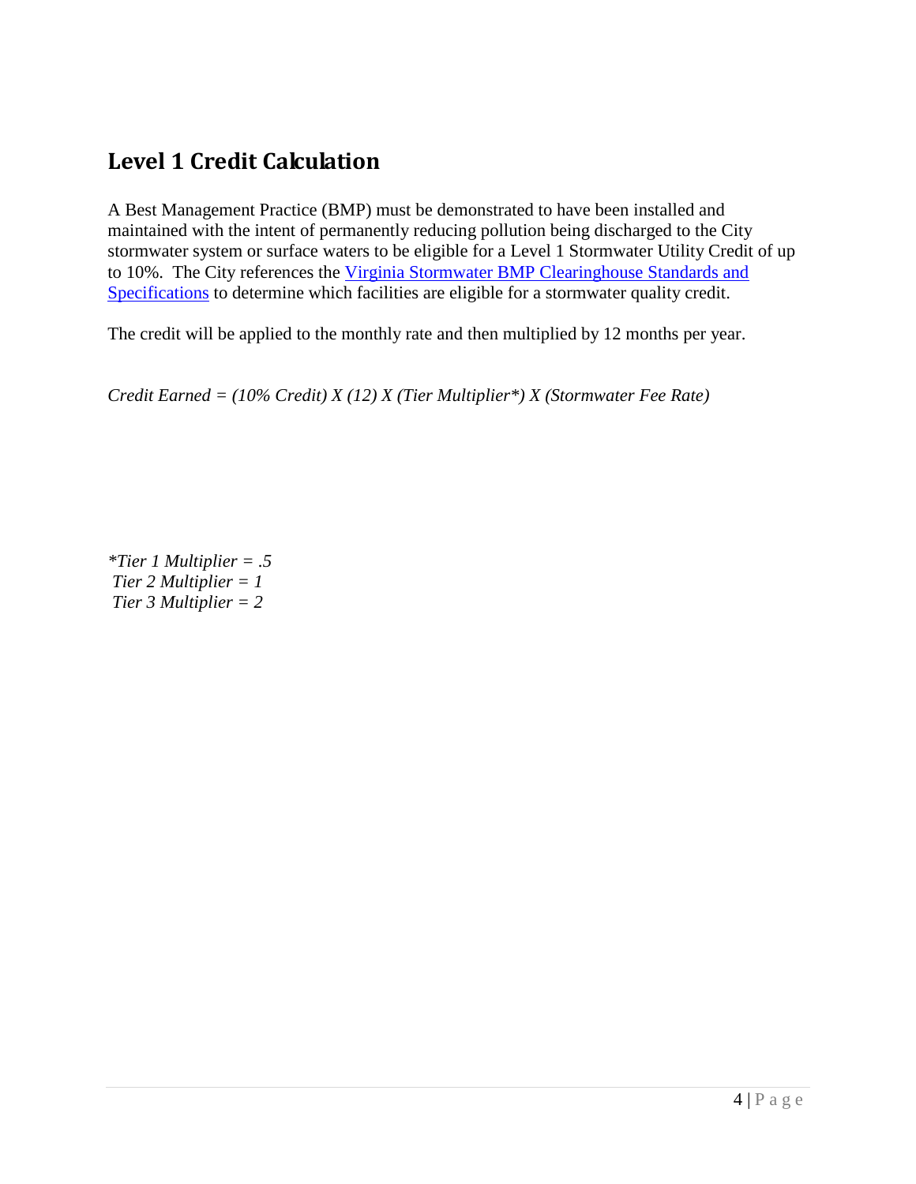## Level 1 Credit Calculation

A Best Management Practice (BMP) must be demonstrated to have been installed and maintained with the intent of permanently reducing pollution being discharged to the City stormwater system or surface waters to be eligible for a Level 1 Stormwater Utility Credit of up to 10%. The City references the [Virginia Stormwater BMP Clearinghouse Standards and Specifications] to determine which facilities are eligible for a stormwater quality credit.

The credit will be applied to the monthly rate and then multiplied by 12 months per year.

*Credit Earned = (10% Credit) X (12) X (Tier Multiplier*) X (Stormwater Fee Rate)*

**Tier 1 Multiplier = .5*
*Tier 2 Multiplier = 1*
*Tier 3 Multiplier = 2*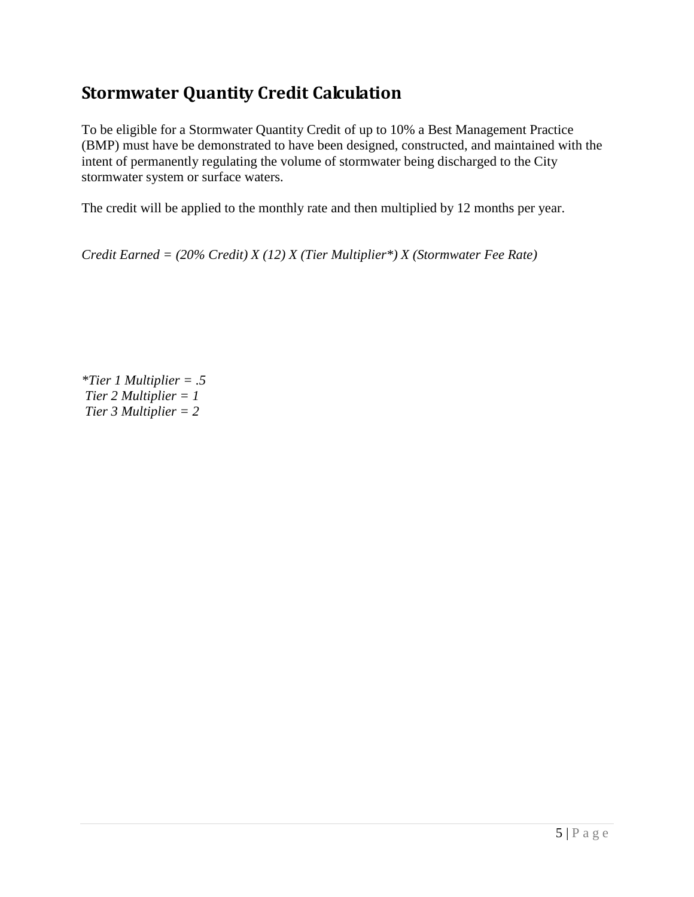## Stormwater Quantity Credit Calculation

To be eligible for a Stormwater Quantity Credit of up to 10% a Best Management Practice (BMP) must have be demonstrated to have been designed, constructed, and maintained with the intent of permanently regulating the volume of stormwater being discharged to the City stormwater system or surface waters.

The credit will be applied to the monthly rate and then multiplied by 12 months per year.

*Credit Earned = (20% Credit) X (12) X (Tier Multiplier*) X (Stormwater Fee Rate)*

*\*Tier 1 Multiplier = .5*
*Tier 2 Multiplier = 1*
*Tier 3 Multiplier = 2*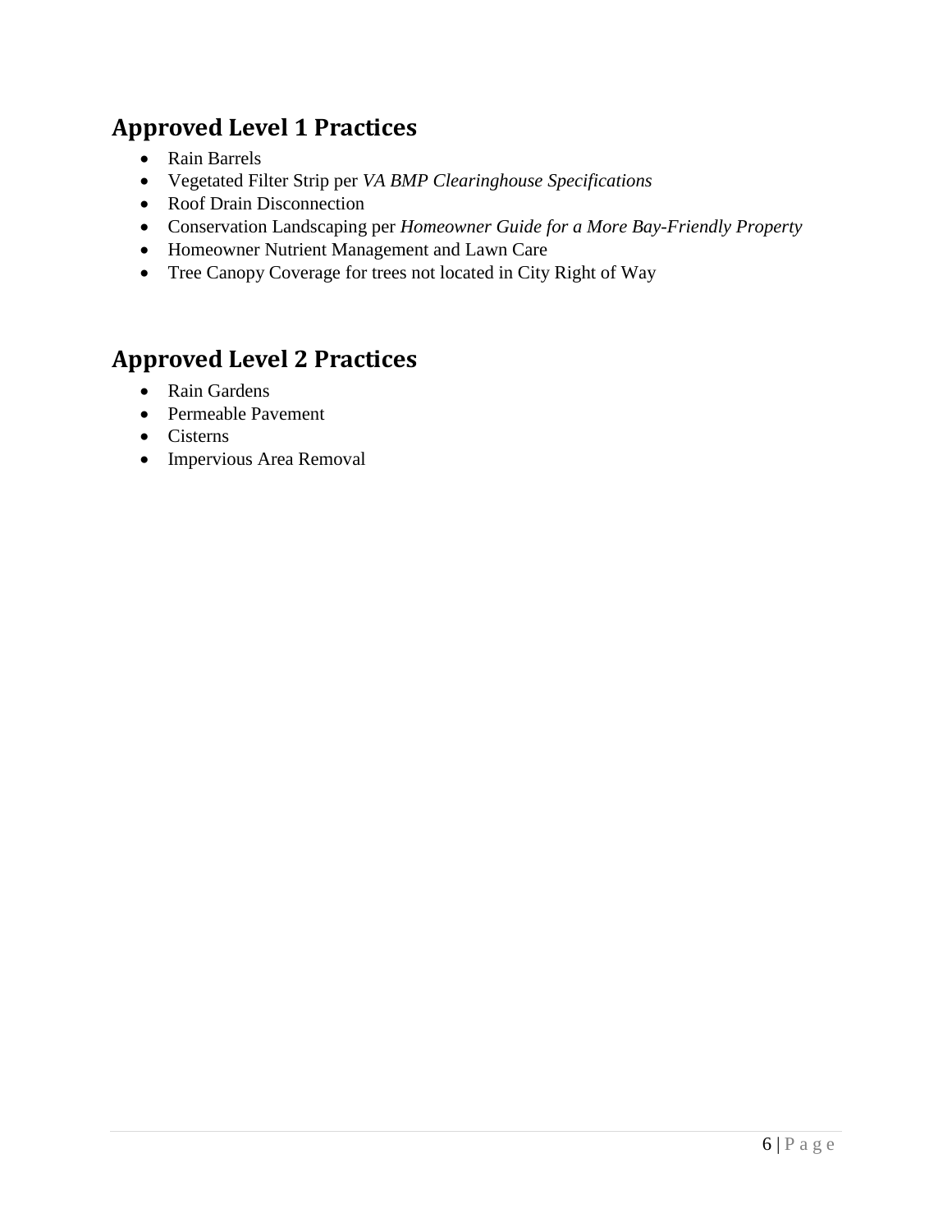## Approved Level 1 Practices

- Rain Barrels
- Vegetated Filter Strip per *VA BMP Clearinghouse Specifications*
- Roof Drain Disconnection
- Conservation Landscaping per *Homeowner Guide for a More Bay-Friendly Property*
- Homeowner Nutrient Management and Lawn Care
- Tree Canopy Coverage for trees not located in City Right of Way

## Approved Level 2 Practices

- Rain Gardens
- Permeable Pavement
- Cisterns
- Impervious Area Removal